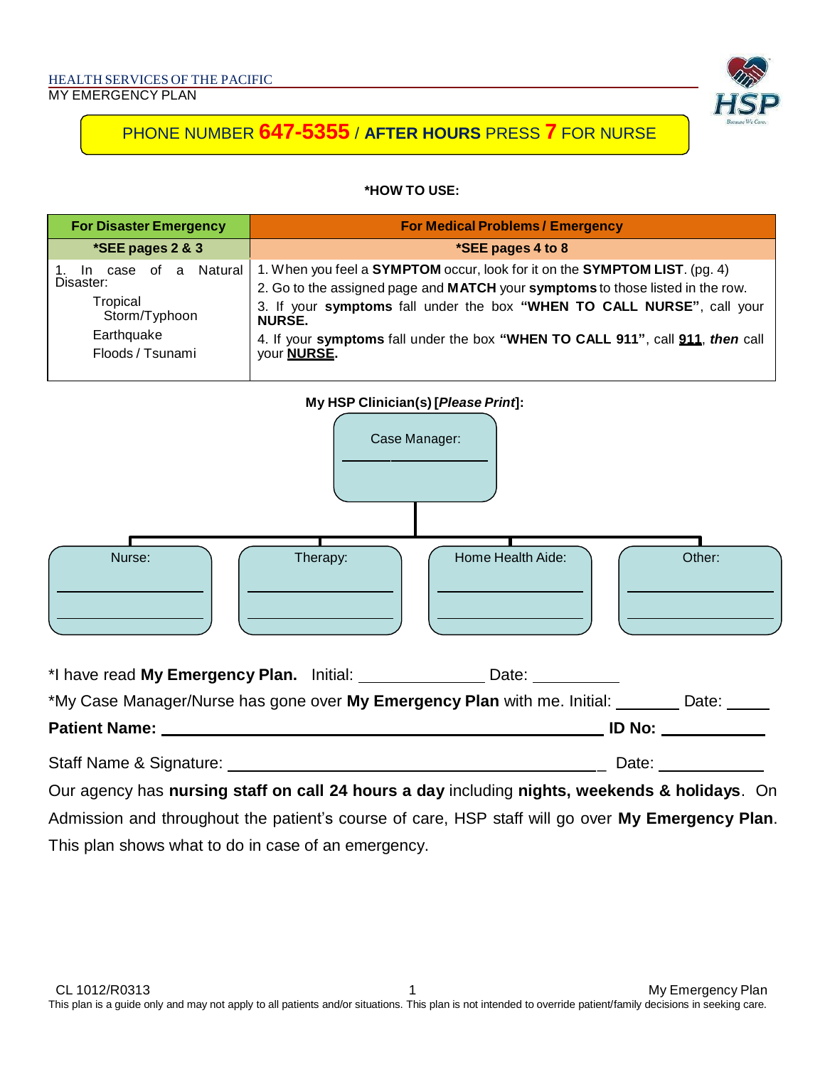HEALTH SERVICES OF THE PACIFIC

MY EMERGENCY PLAN

**PHONE NUMBER 647-5355 / AFTER HOURS PRESS 7 FOR NURSE**

**\*HOW TO USE:**

| **For Disaster Emergency** | **For Medical Problems / Emergency** |
|---|---|
| **\*SEE pages 2 & 3** | **\*SEE pages 4 to 8** |
| 1. In case of a Natural Disaster:<br>Tropical Storm/Typhoon<br>Earthquake<br>Floods / Tsunami | 1. When you feel a **SYMPTOM** occur, look for it on the **SYMPTOM LIST**. (pg. 4)<br>2. Go to the assigned page and **MATCH** your **symptoms** to those listed in the row.<br>3. If your **symptoms** fall under the box **"WHEN TO CALL NURSE"**, call your **NURSE.**<br>4. If your **symptoms** fall under the box **"WHEN TO CALL 911"**, call **911**, ***then*** call your **NURSE.** |

**My HSP Clinician(s) [*Please Print*]:**

Case Manager: ____________

| Nurse: | Therapy: | Home Health Aide: | Other: |
|---|---|---|---|
| ____________ | ____________ | ____________ | ____________ |
| ____________ | ____________ | ____________ | ____________ |

\*I have read **My Emergency Plan.** Initial: ______________ Date: __________

\*My Case Manager/Nurse has gone over **My Emergency Plan** with me. Initial: _______ Date: _____

**Patient Name:** ______________________________________________ **ID No:** __________

Staff Name & Signature: ________________________________________ Date: __________

Our agency has **nursing staff on call 24 hours a day** including **nights, weekends & holidays**. On Admission and throughout the patient's course of care, HSP staff will go over **My Emergency Plan**. This plan shows what to do in case of an emergency.

CL 1012/R0313

This plan is a guide only and may not apply to all patients and/or situations. This plan is not intended to override patient/family decisions in seeking care.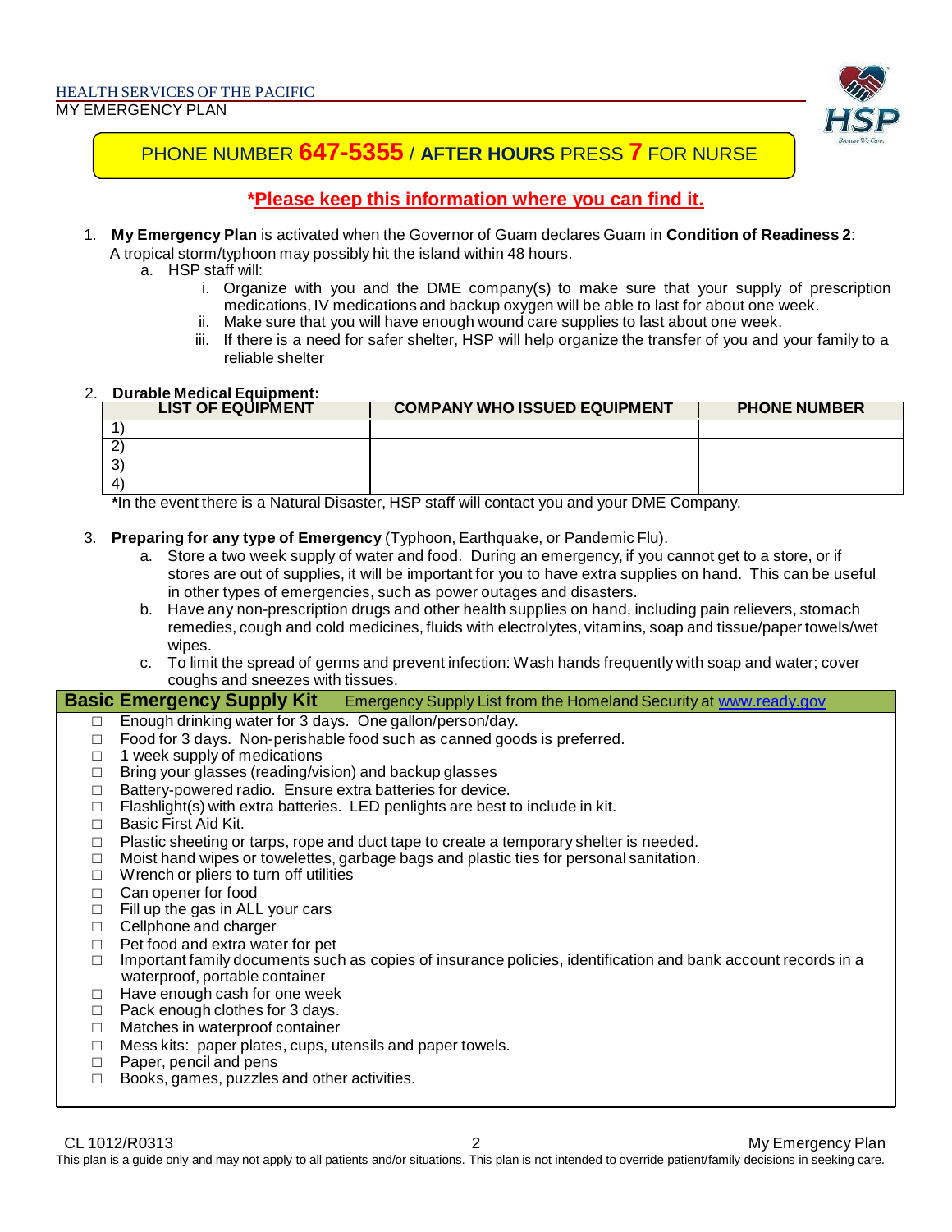HEALTH SERVICES OF THE PACIFIC
MY EMERGENCY PLAN

**PHONE NUMBER 647-5355 / AFTER HOURS PRESS 7 FOR NURSE**

***Please keep this information where you can find it.**

1. **My Emergency Plan** is activated when the Governor of Guam declares Guam in **Condition of Readiness 2**: A tropical storm/typhoon may possibly hit the island within 48 hours.
   a. HSP staff will:
      i. Organize with you and the DME company(s) to make sure that your supply of prescription medications, IV medications and backup oxygen will be able to last for about one week.
      ii. Make sure that you will have enough wound care supplies to last about one week.
      iii. If there is a need for safer shelter, HSP will help organize the transfer of you and your family to a reliable shelter

2. **Durable Medical Equipment:**

| LIST OF EQUIPMENT | COMPANY WHO ISSUED EQUIPMENT | PHONE NUMBER |
|---|---|---|
| 1) | | |
| 2) | | |
| 3) | | |
| 4) | | |

**\***In the event there is a Natural Disaster, HSP staff will contact you and your DME Company.

3. **Preparing for any type of Emergency** (Typhoon, Earthquake, or Pandemic Flu).
   a. Store a two week supply of water and food. During an emergency, if you cannot get to a store, or if stores are out of supplies, it will be important for you to have extra supplies on hand. This can be useful in other types of emergencies, such as power outages and disasters.
   b. Have any non-prescription drugs and other health supplies on hand, including pain relievers, stomach remedies, cough and cold medicines, fluids with electrolytes, vitamins, soap and tissue/paper towels/wet wipes.
   c. To limit the spread of germs and prevent infection: Wash hands frequently with soap and water; cover coughs and sneezes with tissues.

**Basic Emergency Supply Kit** Emergency Supply List from the Homeland Security at www.ready.gov

- ☐ Enough drinking water for 3 days. One gallon/person/day.
- ☐ Food for 3 days. Non-perishable food such as canned goods is preferred.
- ☐ 1 week supply of medications
- ☐ Bring your glasses (reading/vision) and backup glasses
- ☐ Battery-powered radio. Ensure extra batteries for device.
- ☐ Flashlight(s) with extra batteries. LED penlights are best to include in kit.
- ☐ Basic First Aid Kit.
- ☐ Plastic sheeting or tarps, rope and duct tape to create a temporary shelter is needed.
- ☐ Moist hand wipes or towelettes, garbage bags and plastic ties for personal sanitation.
- ☐ Wrench or pliers to turn off utilities
- ☐ Can opener for food
- ☐ Fill up the gas in ALL your cars
- ☐ Cellphone and charger
- ☐ Pet food and extra water for pet
- ☐ Important family documents such as copies of insurance policies, identification and bank account records in a waterproof, portable container
- ☐ Have enough cash for one week
- ☐ Pack enough clothes for 3 days.
- ☐ Matches in waterproof container
- ☐ Mess kits: paper plates, cups, utensils and paper towels.
- ☐ Paper, pencil and pens
- ☐ Books, games, puzzles and other activities.

CL 1012/R0313

This plan is a guide only and may not apply to all patients and/or situations. This plan is not intended to override patient/family decisions in seeking care.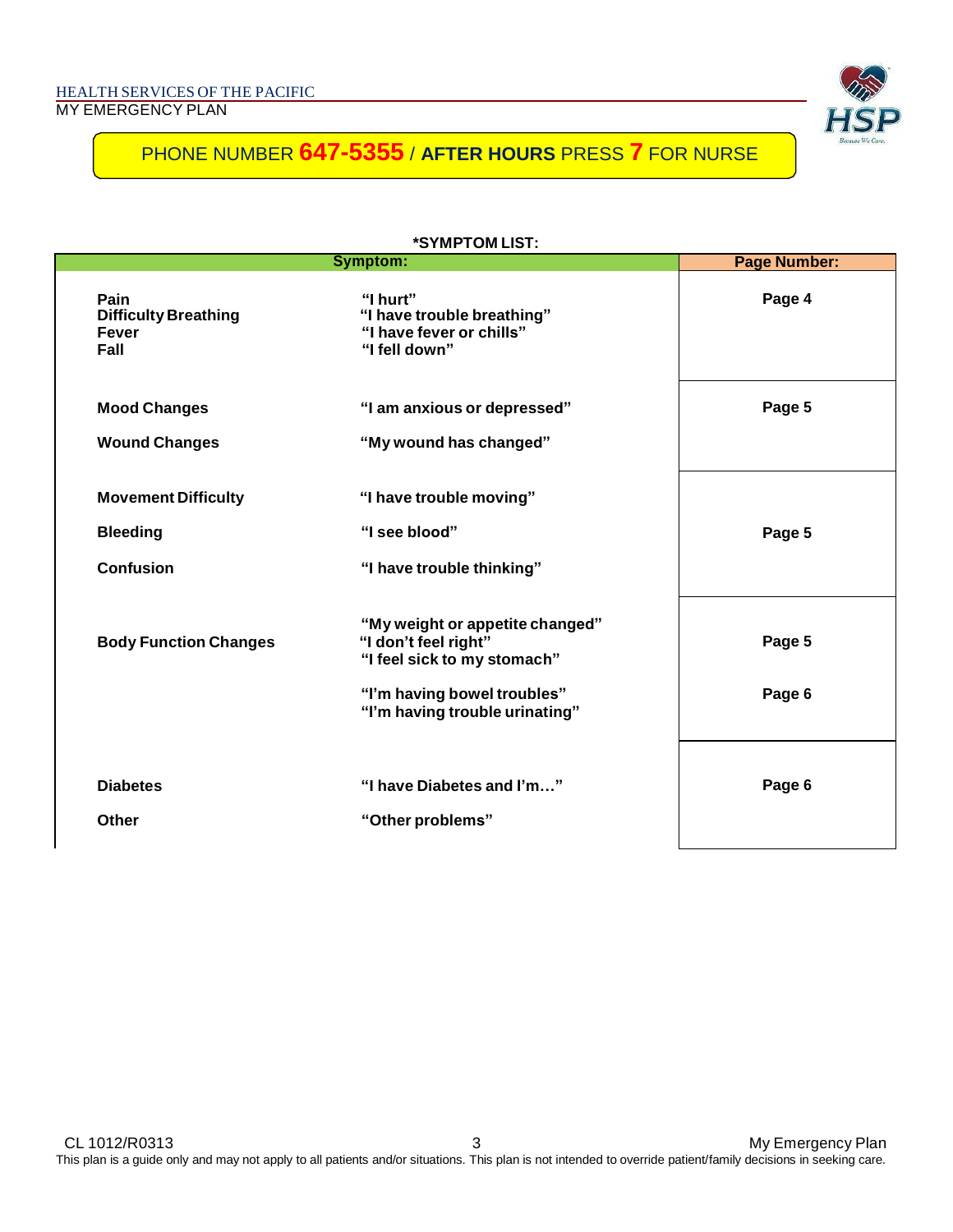PHONE NUMBER **647-5355** / **AFTER HOURS** PRESS **7** FOR NURSE

**\*SYMPTOM LIST:**

| Symptom: | | Page Number: |
|---|---|---|
| **Pain**<br>**Difficulty Breathing**<br>**Fever**<br>**Fall** | **"I hurt"**<br>**"I have trouble breathing"**<br>**"I have fever or chills"**<br>**"I fell down"** | **Page 4** |
| **Mood Changes**<br>**Wound Changes** | **"I am anxious or depressed"**<br>**"My wound has changed"** | **Page 5** |
| **Movement Difficulty**<br>**Bleeding**<br>**Confusion** | **"I have trouble moving"**<br>**"I see blood"**<br>**"I have trouble thinking"** | **Page 5** |
| **Body Function Changes** | **"My weight or appetite changed"**<br>**"I don't feel right"**<br>**"I feel sick to my stomach"** | **Page 5** |
| | **"I'm having bowel troubles"**<br>**"I'm having trouble urinating"** | **Page 6** |
| **Diabetes**<br>**Other** | **"I have Diabetes and I'm…"**<br>**"Other problems"** | **Page 6** |

CL 1012/R0313

This plan is a guide only and may not apply to all patients and/or situations. This plan is not intended to override patient/family decisions in seeking care.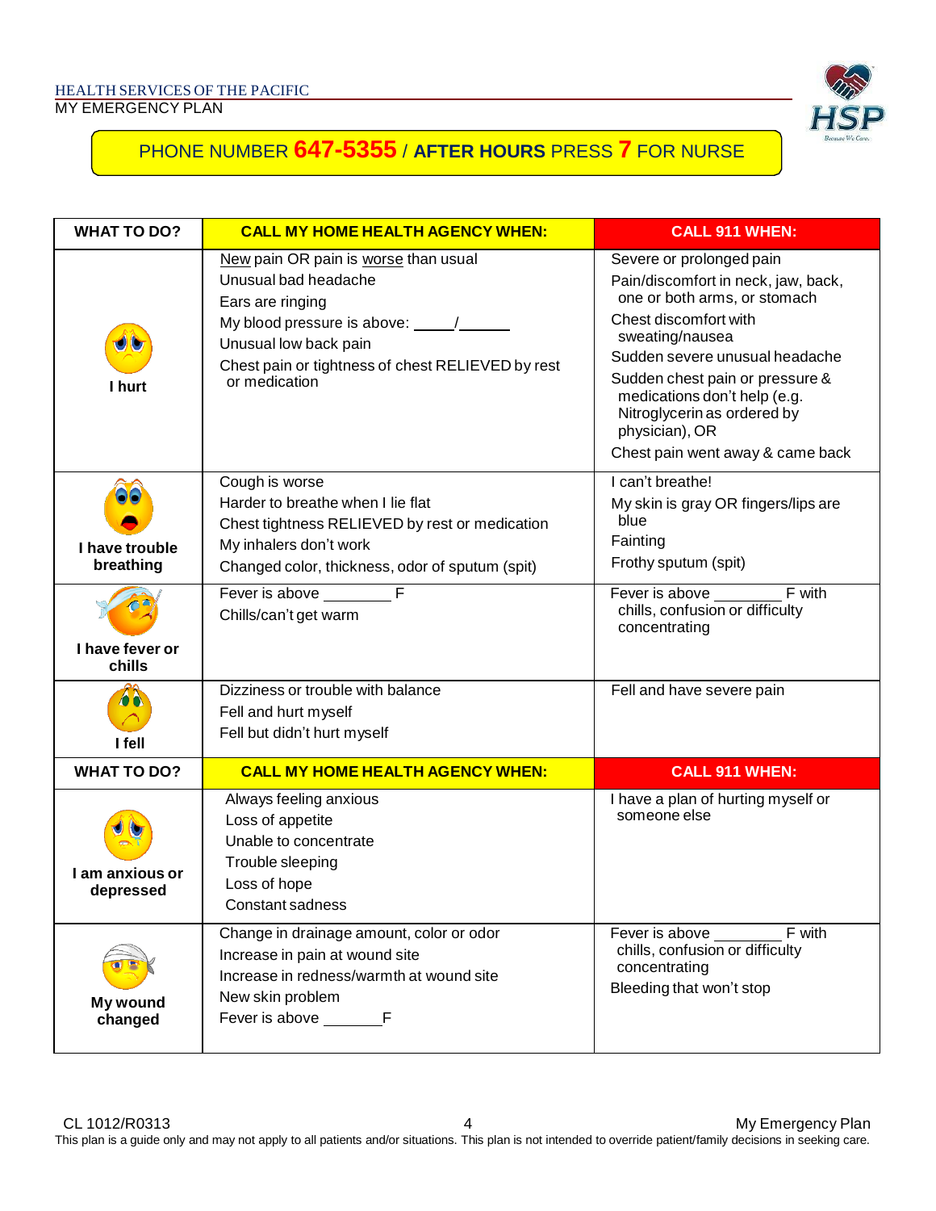HEALTH SERVICES OF THE PACIFIC

MY EMERGENCY PLAN

**PHONE NUMBER 647-5355 / AFTER HOURS PRESS 7 FOR NURSE**

| WHAT TO DO? | CALL MY HOME HEALTH AGENCY WHEN: | CALL 911 WHEN: |
|---|---|---|
| **I hurt** | New pain OR pain is worse than usual<br>Unusual bad headache<br>Ears are ringing<br>My blood pressure is above: _____/______<br>Unusual low back pain<br>Chest pain or tightness of chest RELIEVED by rest or medication | Severe or prolonged pain<br>Pain/discomfort in neck, jaw, back, one or both arms, or stomach<br>Chest discomfort with sweating/nausea<br>Sudden severe unusual headache<br>Sudden chest pain or pressure & medications don't help (e.g. Nitroglycerin as ordered by physician), OR<br>Chest pain went away & came back |
| **I have trouble breathing** | Cough is worse<br>Harder to breathe when I lie flat<br>Chest tightness RELIEVED by rest or medication<br>My inhalers don't work<br>Changed color, thickness, odor of sputum (spit) | I can't breathe!<br>My skin is gray OR fingers/lips are blue<br>Fainting<br>Frothy sputum (spit) |
| **I have fever or chills** | Fever is above ________ F<br>Chills/can't get warm | Fever is above ________ F with chills, confusion or difficulty concentrating |
| **I fell** | Dizziness or trouble with balance<br>Fell and hurt myself<br>Fell but didn't hurt myself | Fell and have severe pain |
| **WHAT TO DO?** | **CALL MY HOME HEALTH AGENCY WHEN:** | **CALL 911 WHEN:** |
| **I am anxious or depressed** | Always feeling anxious<br>Loss of appetite<br>Unable to concentrate<br>Trouble sleeping<br>Loss of hope<br>Constant sadness | I have a plan of hurting myself or someone else |
| **My wound changed** | Change in drainage amount, color or odor<br>Increase in pain at wound site<br>Increase in redness/warmth at wound site<br>New skin problem<br>Fever is above _______F | Fever is above ________ F with chills, confusion or difficulty concentrating<br>Bleeding that won't stop |

CL 1012/R0313 My Emergency Plan

This plan is a guide only and may not apply to all patients and/or situations. This plan is not intended to override patient/family decisions in seeking care.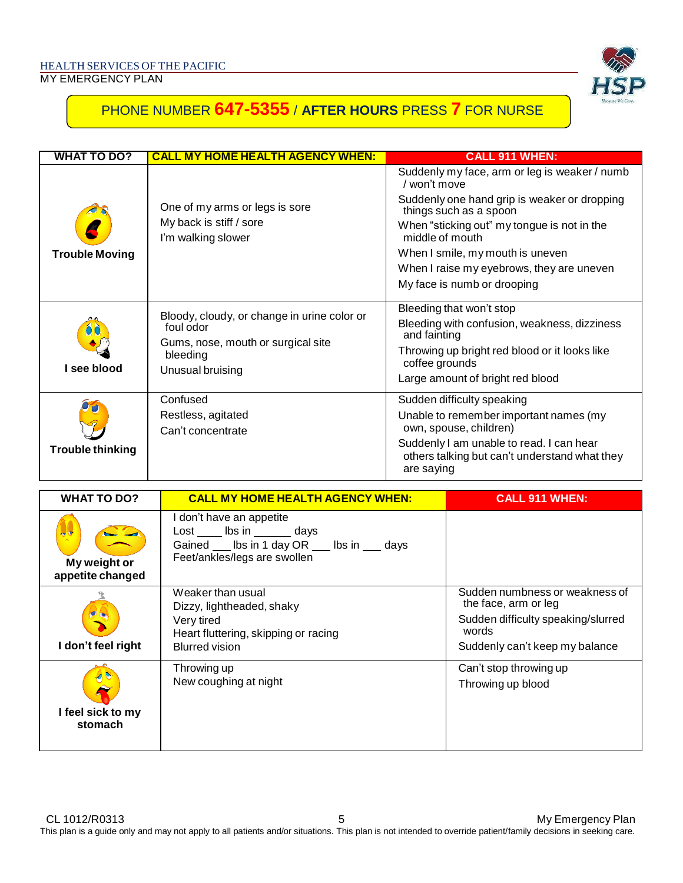HEALTH SERVICES OF THE PACIFIC

MY EMERGENCY PLAN

**PHONE NUMBER 647-5355 / AFTER HOURS PRESS 7 FOR NURSE**

| WHAT TO DO? | CALL MY HOME HEALTH AGENCY WHEN: | CALL 911 WHEN: |
| --- | --- | --- |
| **Trouble Moving** | One of my arms or legs is sore<br>My back is stiff / sore<br>I'm walking slower | Suddenly my face, arm or leg is weaker / numb / won't move<br>Suddenly one hand grip is weaker or dropping things such as a spoon<br>When "sticking out" my tongue is not in the middle of mouth<br>When I smile, my mouth is uneven<br>When I raise my eyebrows, they are uneven<br>My face is numb or drooping |
| **I see blood** | Bloody, cloudy, or change in urine color or foul odor<br>Gums, nose, mouth or surgical site bleeding<br>Unusual bruising | Bleeding that won't stop<br>Bleeding with confusion, weakness, dizziness and fainting<br>Throwing up bright red blood or it looks like coffee grounds<br>Large amount of bright red blood |
| **Trouble thinking** | Confused<br>Restless, agitated<br>Can't concentrate | Sudden difficulty speaking<br>Unable to remember important names (my own, spouse, children)<br>Suddenly I am unable to read. I can hear others talking but can't understand what they are saying |

| WHAT TO DO? | CALL MY HOME HEALTH AGENCY WHEN: | CALL 911 WHEN: |
| --- | --- | --- |
| **My weight or appetite changed** | I don't have an appetite<br>Lost ____ lbs in ______ days<br>Gained ___ lbs in 1 day OR ___ lbs in ___ days<br>Feet/ankles/legs are swollen | |
| **I don't feel right** | Weaker than usual<br>Dizzy, lightheaded, shaky<br>Very tired<br>Heart fluttering, skipping or racing<br>Blurred vision | Sudden numbness or weakness of the face, arm or leg<br>Sudden difficulty speaking/slurred words<br>Suddenly can't keep my balance |
| **I feel sick to my stomach** | Throwing up<br>New coughing at night | Can't stop throwing up<br>Throwing up blood |

CL 1012/R0313 — My Emergency Plan

This plan is a guide only and may not apply to all patients and/or situations. This plan is not intended to override patient/family decisions in seeking care.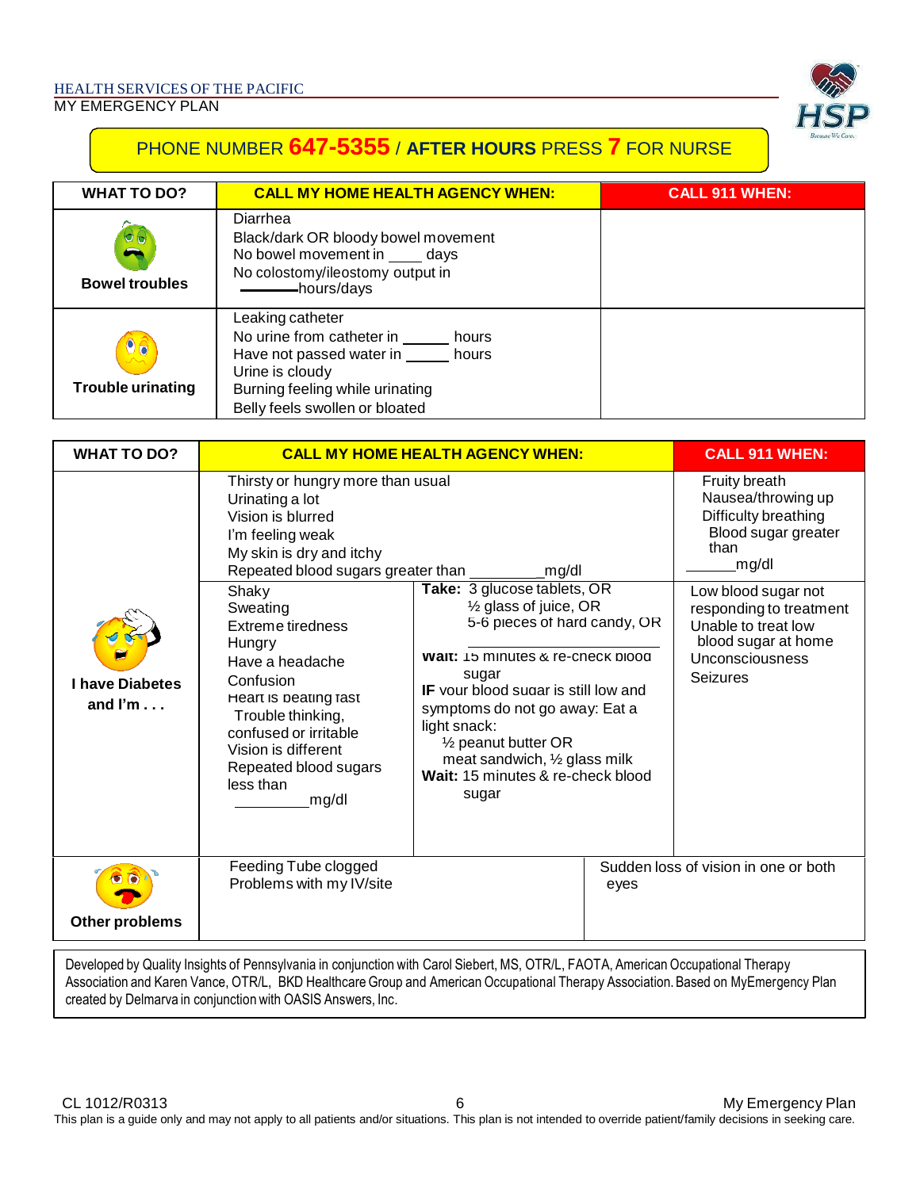HEALTH SERVICES OF THE PACIFIC

MY EMERGENCY PLAN

**PHONE NUMBER 647-5355 / AFTER HOURS PRESS 7 FOR NURSE**

| WHAT TO DO? | CALL MY HOME HEALTH AGENCY WHEN: | CALL 911 WHEN: |
|---|---|---|
| **Bowel troubles** | Diarrhea<br>Black/dark OR bloody bowel movement<br>No bowel movement in ____ days<br>No colostomy/ileostomy output in ______hours/days | |
| **Trouble urinating** | Leaking catheter<br>No urine from catheter in _____ hours<br>Have not passed water in _____ hours<br>Urine is cloudy<br>Burning feeling while urinating<br>Belly feels swollen or bloated | |

| WHAT TO DO? | CALL MY HOME HEALTH AGENCY WHEN: | | CALL 911 WHEN: |
|---|---|---|---|
| **I have Diabetes and I'm . . .** | Thirsty or hungry more than usual<br>Urinating a lot<br>Vision is blurred<br>I'm feeling weak<br>My skin is dry and itchy<br>Repeated blood sugars greater than _________mg/dl | | Fruity breath<br>Nausea/throwing up<br>Difficulty breathing<br>Blood sugar greater than ______mg/dl |
| | Shaky<br>Sweating<br>Extreme tiredness<br>Hungry<br>Have a headache<br>Confusion<br>Heart is beating fast<br>Trouble thinking, confused or irritable<br>Vision is different<br>Repeated blood sugars less than _________mg/dl | **Take:** 3 glucose tablets, OR<br>½ glass of juice, OR<br>5-6 pieces of hard candy, OR<br>________________<br>**Wait:** 15 minutes & re-check blood sugar<br>**IF** your blood sugar is still low and symptoms do not go away: Eat a light snack:<br>½ peanut butter OR meat sandwich, ½ glass milk<br>**Wait:** 15 minutes & re-check blood sugar | Low blood sugar not responding to treatment<br>Unable to treat low blood sugar at home<br>Unconsciousness<br>Seizures |
| **Other problems** | Feeding Tube clogged<br>Problems with my IV/site | | Sudden loss of vision in one or both eyes |

Developed by Quality Insights of Pennsylvania in conjunction with Carol Siebert, MS, OTR/L, FAOTA, American Occupational Therapy Association and Karen Vance, OTR/L, BKD Healthcare Group and American Occupational Therapy Association. Based on MyEmergency Plan created by Delmarva in conjunction with OASIS Answers, Inc.

CL 1012/R0313 My Emergency Plan

This plan is a guide only and may not apply to all patients and/or situations. This plan is not intended to override patient/family decisions in seeking care.